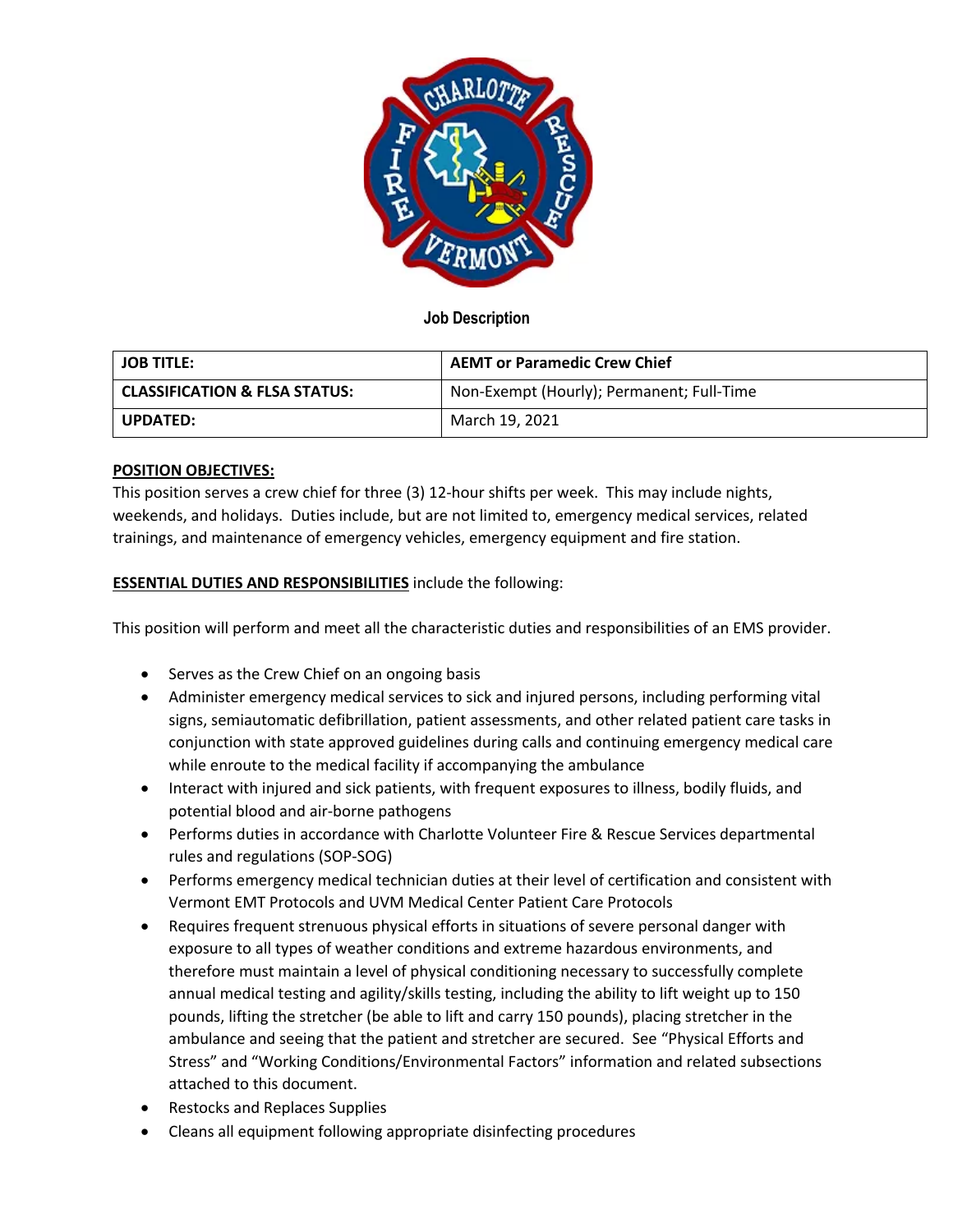## Job Description

| JOB TITLE: | AEMT or Paramedic Crew Chief |
| --- | --- |
| CLASSIFICATION & FLSA STATUS: | Non-Exempt (Hourly); Permanent; Full-Time |
| UPDATED: | March 19, 2021 |

**POSITION OBJECTIVES:**

This position serves a crew chief for three (3) 12-hour shifts per week. This may include nights, weekends, and holidays. Duties include, but are not limited to, emergency medical services, related trainings, and maintenance of emergency vehicles, emergency equipment and fire station.

**ESSENTIAL DUTIES AND RESPONSIBILITIES** include the following:

This position will perform and meet all the characteristic duties and responsibilities of an EMS provider.

- Serves as the Crew Chief on an ongoing basis
- Administer emergency medical services to sick and injured persons, including performing vital signs, semiautomatic defibrillation, patient assessments, and other related patient care tasks in conjunction with state approved guidelines during calls and continuing emergency medical care while enroute to the medical facility if accompanying the ambulance
- Interact with injured and sick patients, with frequent exposures to illness, bodily fluids, and potential blood and air-borne pathogens
- Performs duties in accordance with Charlotte Volunteer Fire & Rescue Services departmental rules and regulations (SOP-SOG)
- Performs emergency medical technician duties at their level of certification and consistent with Vermont EMT Protocols and UVM Medical Center Patient Care Protocols
- Requires frequent strenuous physical efforts in situations of severe personal danger with exposure to all types of weather conditions and extreme hazardous environments, and therefore must maintain a level of physical conditioning necessary to successfully complete annual medical testing and agility/skills testing, including the ability to lift weight up to 150 pounds, lifting the stretcher (be able to lift and carry 150 pounds), placing stretcher in the ambulance and seeing that the patient and stretcher are secured. See "Physical Efforts and Stress" and "Working Conditions/Environmental Factors" information and related subsections attached to this document.
- Restocks and Replaces Supplies
- Cleans all equipment following appropriate disinfecting procedures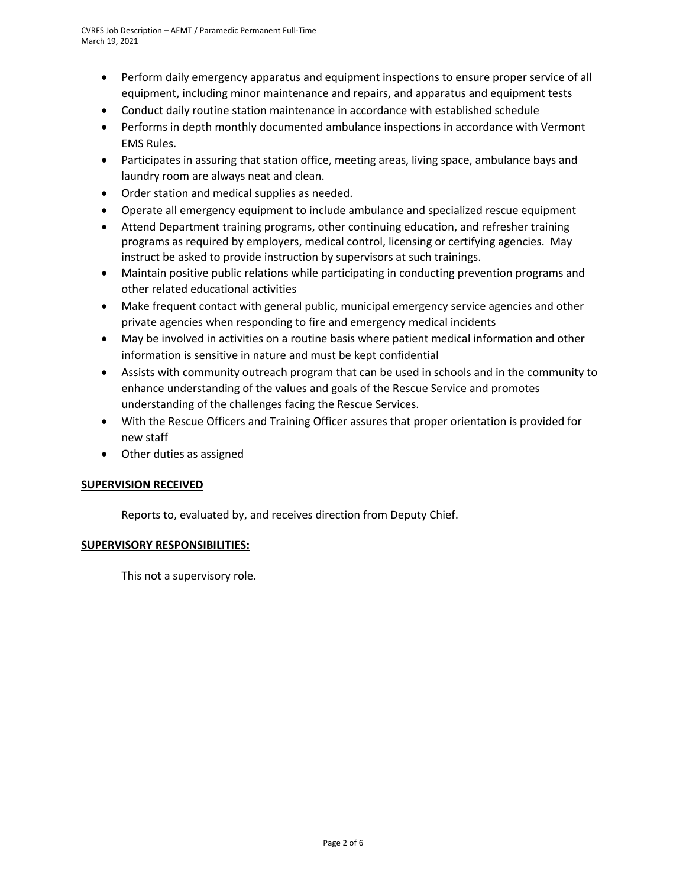- Perform daily emergency apparatus and equipment inspections to ensure proper service of all equipment, including minor maintenance and repairs, and apparatus and equipment tests
- Conduct daily routine station maintenance in accordance with established schedule
- Performs in depth monthly documented ambulance inspections in accordance with Vermont EMS Rules.
- Participates in assuring that station office, meeting areas, living space, ambulance bays and laundry room are always neat and clean.
- Order station and medical supplies as needed.
- Operate all emergency equipment to include ambulance and specialized rescue equipment
- Attend Department training programs, other continuing education, and refresher training programs as required by employers, medical control, licensing or certifying agencies. May instruct be asked to provide instruction by supervisors at such trainings.
- Maintain positive public relations while participating in conducting prevention programs and other related educational activities
- Make frequent contact with general public, municipal emergency service agencies and other private agencies when responding to fire and emergency medical incidents
- May be involved in activities on a routine basis where patient medical information and other information is sensitive in nature and must be kept confidential
- Assists with community outreach program that can be used in schools and in the community to enhance understanding of the values and goals of the Rescue Service and promotes understanding of the challenges facing the Rescue Services.
- With the Rescue Officers and Training Officer assures that proper orientation is provided for new staff
- Other duties as assigned

**SUPERVISION RECEIVED**

Reports to, evaluated by, and receives direction from Deputy Chief.

**SUPERVISORY RESPONSIBILITIES:**

This not a supervisory role.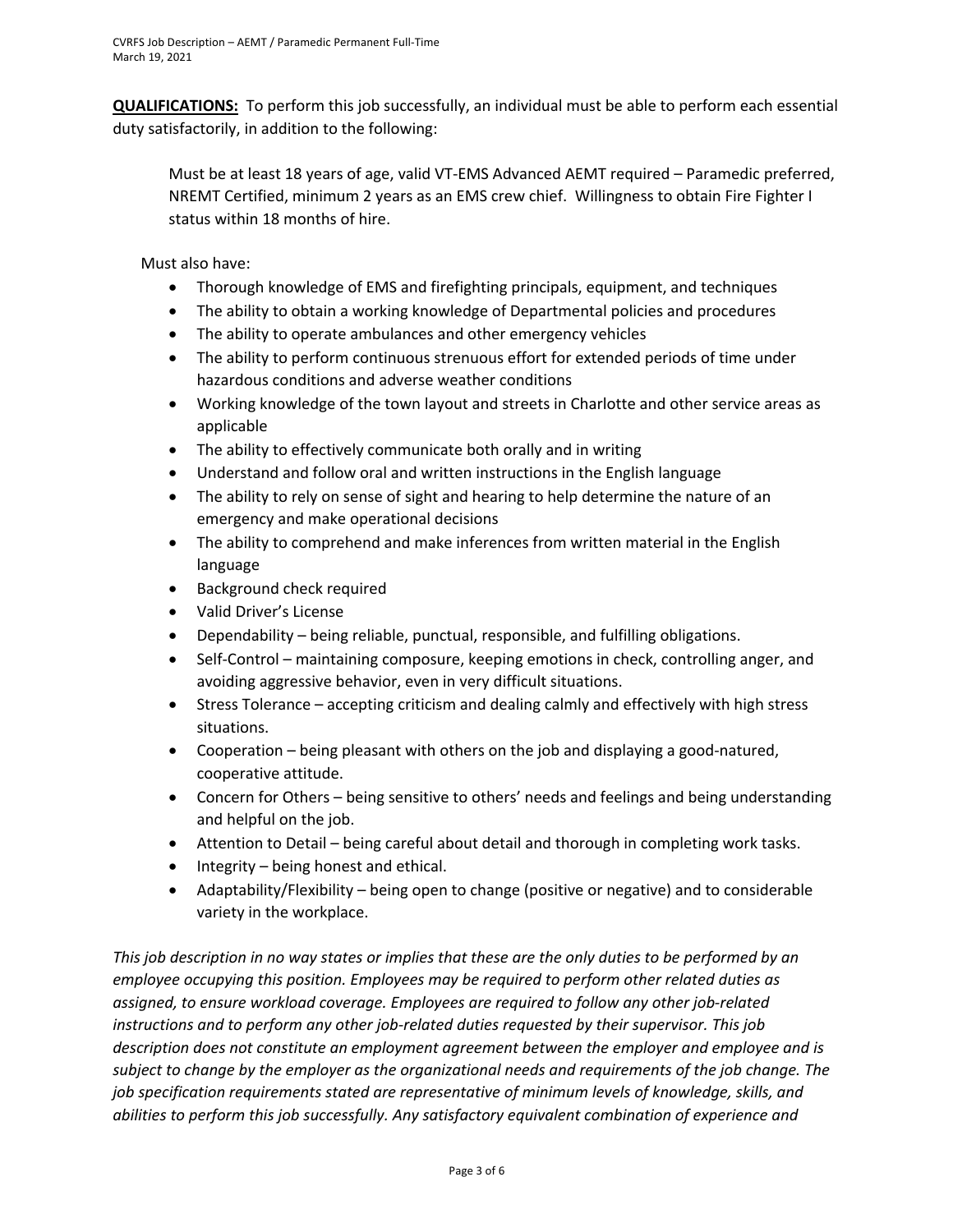**QUALIFICATIONS:** To perform this job successfully, an individual must be able to perform each essential duty satisfactorily, in addition to the following:

> Must be at least 18 years of age, valid VT-EMS Advanced AEMT required – Paramedic preferred, NREMT Certified, minimum 2 years as an EMS crew chief. Willingness to obtain Fire Fighter I status within 18 months of hire.

Must also have:

- Thorough knowledge of EMS and firefighting principals, equipment, and techniques
- The ability to obtain a working knowledge of Departmental policies and procedures
- The ability to operate ambulances and other emergency vehicles
- The ability to perform continuous strenuous effort for extended periods of time under hazardous conditions and adverse weather conditions
- Working knowledge of the town layout and streets in Charlotte and other service areas as applicable
- The ability to effectively communicate both orally and in writing
- Understand and follow oral and written instructions in the English language
- The ability to rely on sense of sight and hearing to help determine the nature of an emergency and make operational decisions
- The ability to comprehend and make inferences from written material in the English language
- Background check required
- Valid Driver's License
- Dependability – being reliable, punctual, responsible, and fulfilling obligations.
- Self-Control – maintaining composure, keeping emotions in check, controlling anger, and avoiding aggressive behavior, even in very difficult situations.
- Stress Tolerance – accepting criticism and dealing calmly and effectively with high stress situations.
- Cooperation – being pleasant with others on the job and displaying a good-natured, cooperative attitude.
- Concern for Others – being sensitive to others' needs and feelings and being understanding and helpful on the job.
- Attention to Detail – being careful about detail and thorough in completing work tasks.
- Integrity – being honest and ethical.
- Adaptability/Flexibility – being open to change (positive or negative) and to considerable variety in the workplace.

*This job description in no way states or implies that these are the only duties to be performed by an employee occupying this position. Employees may be required to perform other related duties as assigned, to ensure workload coverage. Employees are required to follow any other job-related instructions and to perform any other job-related duties requested by their supervisor. This job description does not constitute an employment agreement between the employer and employee and is subject to change by the employer as the organizational needs and requirements of the job change. The job specification requirements stated are representative of minimum levels of knowledge, skills, and abilities to perform this job successfully. Any satisfactory equivalent combination of experience and*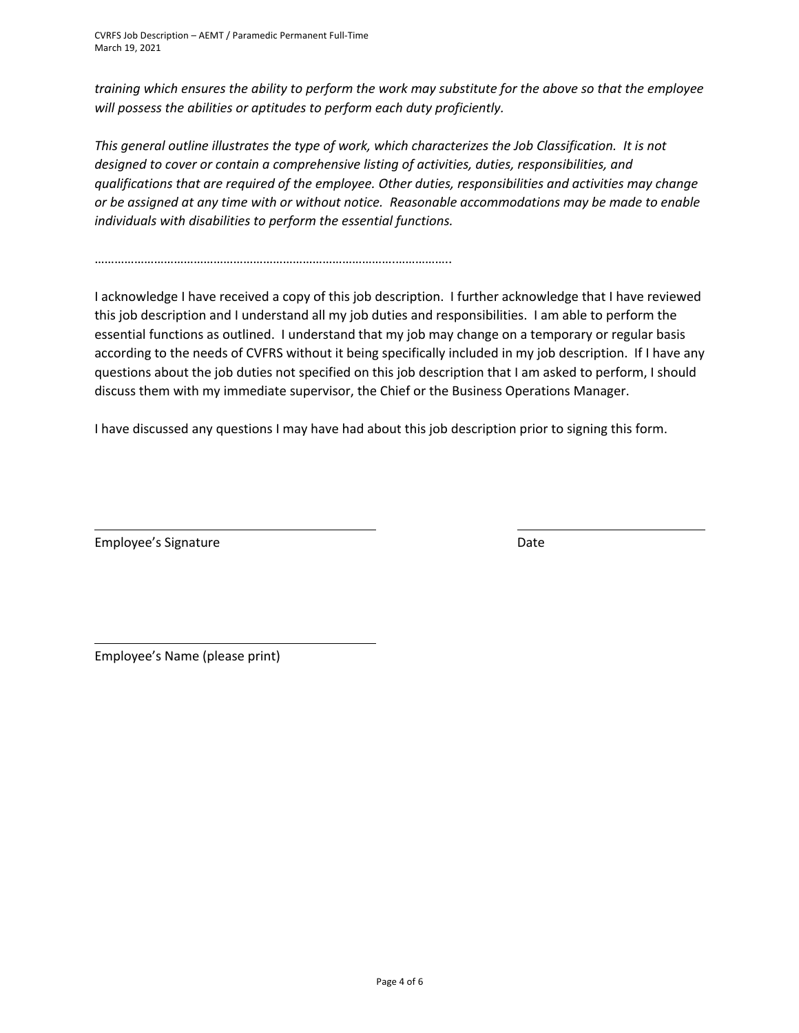*training which ensures the ability to perform the work may substitute for the above so that the employee will possess the abilities or aptitudes to perform each duty proficiently.*

*This general outline illustrates the type of work, which characterizes the Job Classification. It is not designed to cover or contain a comprehensive listing of activities, duties, responsibilities, and qualifications that are required of the employee. Other duties, responsibilities and activities may change or be assigned at any time with or without notice. Reasonable accommodations may be made to enable individuals with disabilities to perform the essential functions.*

…………………………………………………………………………………………..

I acknowledge I have received a copy of this job description. I further acknowledge that I have reviewed this job description and I understand all my job duties and responsibilities. I am able to perform the essential functions as outlined. I understand that my job may change on a temporary or regular basis according to the needs of CVFRS without it being specifically included in my job description. If I have any questions about the job duties not specified on this job description that I am asked to perform, I should discuss them with my immediate supervisor, the Chief or the Business Operations Manager.

I have discussed any questions I may have had about this job description prior to signing this form.

\_\_\_\_\_\_\_\_\_\_\_\_\_\_\_\_\_\_\_\_\_\_\_\_\_\_\_\_\_\_\_\_\_\_\_\_ \_\_\_\_\_\_\_\_\_\_\_\_\_\_\_\_\_\_\_\_\_\_\_\_

Employee's Signature Date

\_\_\_\_\_\_\_\_\_\_\_\_\_\_\_\_\_\_\_\_\_\_\_\_\_\_\_\_\_\_\_\_\_\_\_\_

Employee's Name (please print)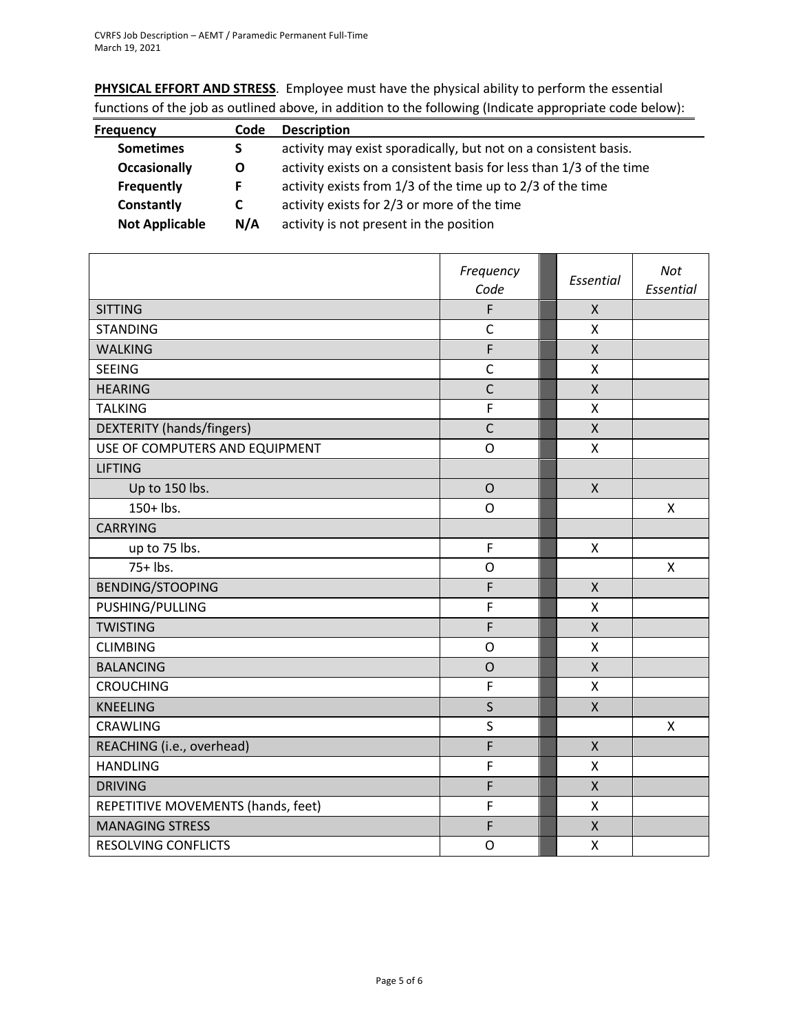**PHYSICAL EFFORT AND STRESS**. Employee must have the physical ability to perform the essential functions of the job as outlined above, in addition to the following (Indicate appropriate code below):

| Frequency | Code | Description |
|---|---|---|
| **Sometimes** | **S** | activity may exist sporadically, but not on a consistent basis. |
| **Occasionally** | **O** | activity exists on a consistent basis for less than 1/3 of the time |
| **Frequently** | **F** | activity exists from 1/3 of the time up to 2/3 of the time |
| **Constantly** | **C** | activity exists for 2/3 or more of the time |
| **Not Applicable** | **N/A** | activity is not present in the position |

| | *Frequency Code* | *Essential* | *Not Essential* |
|---|---|---|---|
| SITTING | F | X | |
| STANDING | C | X | |
| WALKING | F | X | |
| SEEING | C | X | |
| HEARING | C | X | |
| TALKING | F | X | |
| DEXTERITY (hands/fingers) | C | X | |
| USE OF COMPUTERS AND EQUIPMENT | O | X | |
| LIFTING | | | |
| Up to 150 lbs. | O | X | |
| 150+ lbs. | O | | X |
| CARRYING | | | |
| up to 75 lbs. | F | X | |
| 75+ lbs. | O | | X |
| BENDING/STOOPING | F | X | |
| PUSHING/PULLING | F | X | |
| TWISTING | F | X | |
| CLIMBING | O | X | |
| BALANCING | O | X | |
| CROUCHING | F | X | |
| KNEELING | S | X | |
| CRAWLING | S | | X |
| REACHING (i.e., overhead) | F | X | |
| HANDLING | F | X | |
| DRIVING | F | X | |
| REPETITIVE MOVEMENTS (hands, feet) | F | X | |
| MANAGING STRESS | F | X | |
| RESOLVING CONFLICTS | O | X | |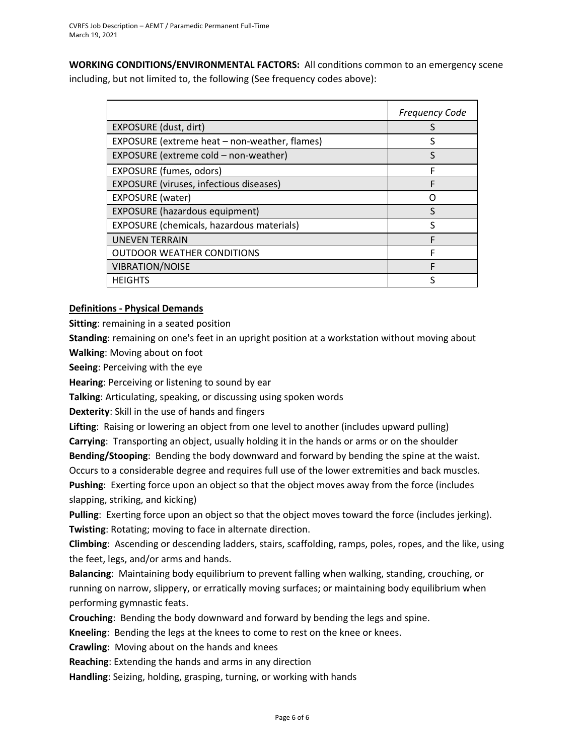**WORKING CONDITIONS/ENVIRONMENTAL FACTORS:** All conditions common to an emergency scene including, but not limited to, the following (See frequency codes above):

| | *Frequency Code* |
|---|---|
| EXPOSURE (dust, dirt) | S |
| EXPOSURE (extreme heat – non-weather, flames) | S |
| EXPOSURE (extreme cold – non-weather) | S |
| EXPOSURE (fumes, odors) | F |
| EXPOSURE (viruses, infectious diseases) | F |
| EXPOSURE (water) | O |
| EXPOSURE (hazardous equipment) | S |
| EXPOSURE (chemicals, hazardous materials) | S |
| UNEVEN TERRAIN | F |
| OUTDOOR WEATHER CONDITIONS | F |
| VIBRATION/NOISE | F |
| HEIGHTS | S |

**Definitions - Physical Demands**

**Sitting**: remaining in a seated position
**Standing**: remaining on one's feet in an upright position at a workstation without moving about
**Walking**: Moving about on foot
**Seeing**: Perceiving with the eye
**Hearing**: Perceiving or listening to sound by ear
**Talking**: Articulating, speaking, or discussing using spoken words
**Dexterity**: Skill in the use of hands and fingers
**Lifting**: Raising or lowering an object from one level to another (includes upward pulling)
**Carrying**: Transporting an object, usually holding it in the hands or arms or on the shoulder
**Bending/Stooping**: Bending the body downward and forward by bending the spine at the waist. Occurs to a considerable degree and requires full use of the lower extremities and back muscles.
**Pushing**: Exerting force upon an object so that the object moves away from the force (includes slapping, striking, and kicking)
**Pulling**: Exerting force upon an object so that the object moves toward the force (includes jerking).
**Twisting**: Rotating; moving to face in alternate direction.
**Climbing**: Ascending or descending ladders, stairs, scaffolding, ramps, poles, ropes, and the like, using the feet, legs, and/or arms and hands.
**Balancing**: Maintaining body equilibrium to prevent falling when walking, standing, crouching, or running on narrow, slippery, or erratically moving surfaces; or maintaining body equilibrium when performing gymnastic feats.
**Crouching**: Bending the body downward and forward by bending the legs and spine.
**Kneeling**: Bending the legs at the knees to come to rest on the knee or knees.
**Crawling**: Moving about on the hands and knees
**Reaching**: Extending the hands and arms in any direction
**Handling**: Seizing, holding, grasping, turning, or working with hands